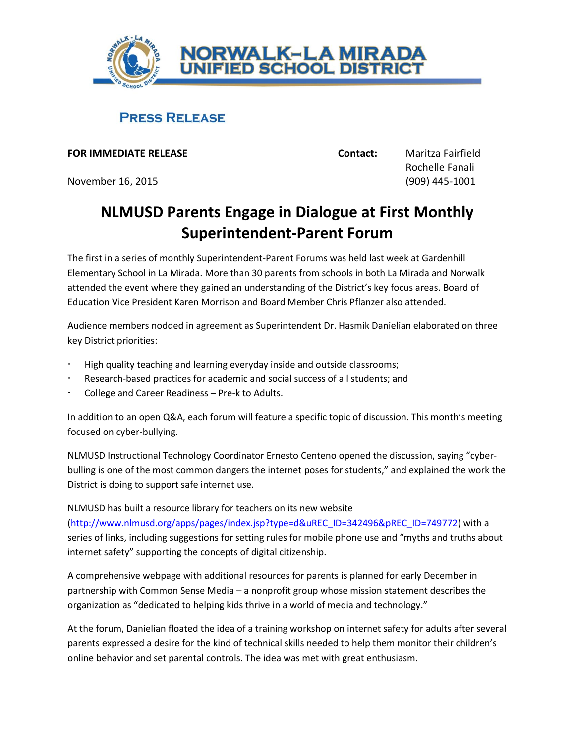NORWALK–LA MIRADA UNIFIED SCHOOL DISTRICT

**PRESS RELEASE**

**FOR IMMEDIATE RELEASE**

November 16, 2015

**Contact:** Maritza Fairfield
Rochelle Fanali
(909) 445-1001

# NLMUSD Parents Engage in Dialogue at First Monthly Superintendent-Parent Forum

The first in a series of monthly Superintendent-Parent Forums was held last week at Gardenhill Elementary School in La Mirada. More than 30 parents from schools in both La Mirada and Norwalk attended the event where they gained an understanding of the District's key focus areas. Board of Education Vice President Karen Morrison and Board Member Chris Pflanzer also attended.

Audience members nodded in agreement as Superintendent Dr. Hasmik Danielian elaborated on three key District priorities:

- High quality teaching and learning everyday inside and outside classrooms;
- Research-based practices for academic and social success of all students; and
- College and Career Readiness – Pre-k to Adults.

In addition to an open Q&A, each forum will feature a specific topic of discussion. This month's meeting focused on cyber-bullying.

NLMUSD Instructional Technology Coordinator Ernesto Centeno opened the discussion, saying "cyber-bulling is one of the most common dangers the internet poses for students," and explained the work the District is doing to support safe internet use.

NLMUSD has built a resource library for teachers on its new website (http://www.nlmusd.org/apps/pages/index.jsp?type=d&uREC_ID=342496&pREC_ID=749772) with a series of links, including suggestions for setting rules for mobile phone use and "myths and truths about internet safety" supporting the concepts of digital citizenship.

A comprehensive webpage with additional resources for parents is planned for early December in partnership with Common Sense Media – a nonprofit group whose mission statement describes the organization as "dedicated to helping kids thrive in a world of media and technology."

At the forum, Danielian floated the idea of a training workshop on internet safety for adults after several parents expressed a desire for the kind of technical skills needed to help them monitor their children's online behavior and set parental controls. The idea was met with great enthusiasm.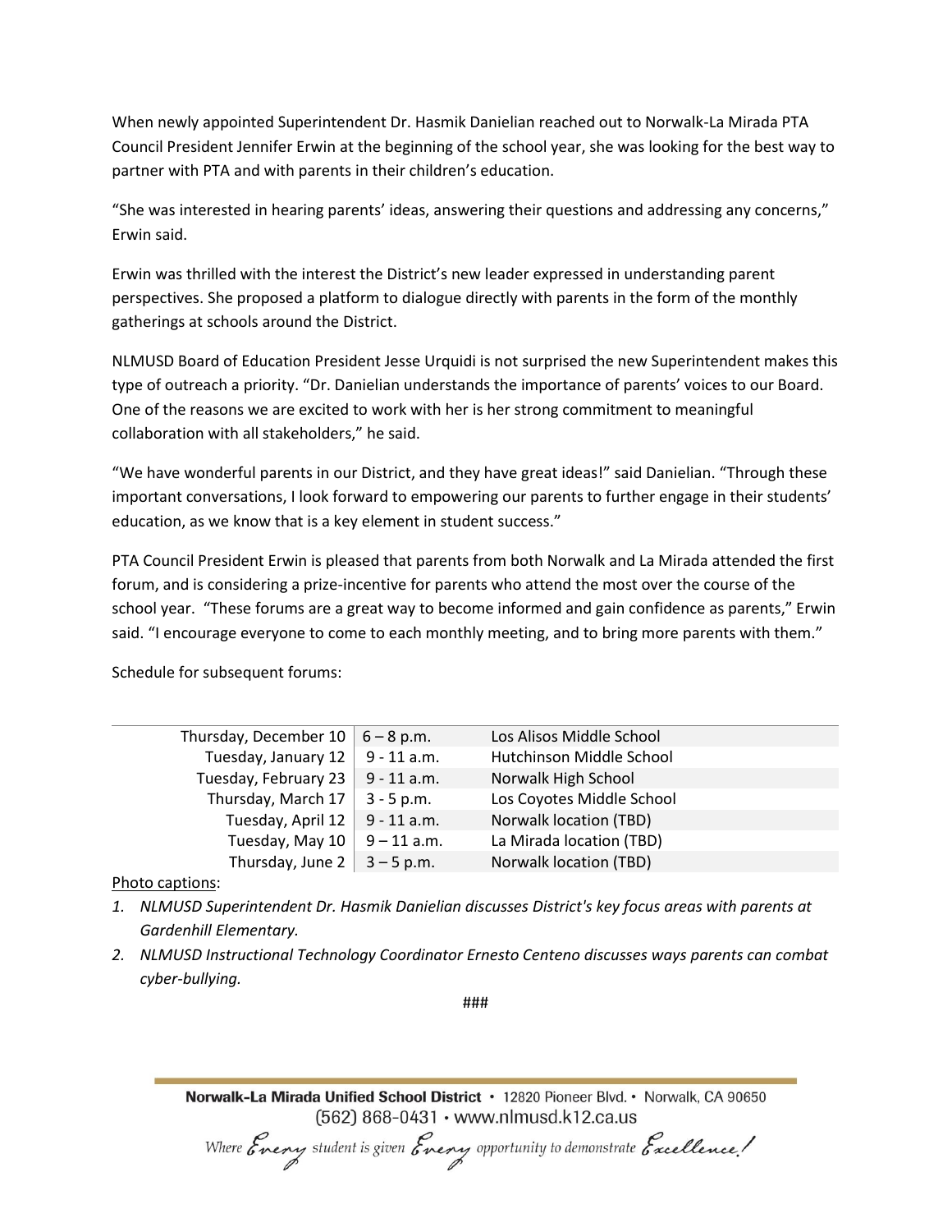When newly appointed Superintendent Dr. Hasmik Danielian reached out to Norwalk-La Mirada PTA Council President Jennifer Erwin at the beginning of the school year, she was looking for the best way to partner with PTA and with parents in their children's education.

"She was interested in hearing parents' ideas, answering their questions and addressing any concerns," Erwin said.

Erwin was thrilled with the interest the District's new leader expressed in understanding parent perspectives. She proposed a platform to dialogue directly with parents in the form of the monthly gatherings at schools around the District.

NLMUSD Board of Education President Jesse Urquidi is not surprised the new Superintendent makes this type of outreach a priority. "Dr. Danielian understands the importance of parents' voices to our Board. One of the reasons we are excited to work with her is her strong commitment to meaningful collaboration with all stakeholders," he said.

"We have wonderful parents in our District, and they have great ideas!" said Danielian. "Through these important conversations, I look forward to empowering our parents to further engage in their students' education, as we know that is a key element in student success."

PTA Council President Erwin is pleased that parents from both Norwalk and La Mirada attended the first forum, and is considering a prize-incentive for parents who attend the most over the course of the school year. "These forums are a great way to become informed and gain confidence as parents," Erwin said. "I encourage everyone to come to each monthly meeting, and to bring more parents with them."

Schedule for subsequent forums:

| | | |
|---|---|---|
| Thursday, December 10 | 6 – 8 p.m. | Los Alisos Middle School |
| Tuesday, January 12 | 9 - 11 a.m. | Hutchinson Middle School |
| Tuesday, February 23 | 9 - 11 a.m. | Norwalk High School |
| Thursday, March 17 | 3 - 5 p.m. | Los Coyotes Middle School |
| Tuesday, April 12 | 9 - 11 a.m. | Norwalk location (TBD) |
| Tuesday, May 10 | 9 – 11 a.m. | La Mirada location (TBD) |
| Thursday, June 2 | 3 – 5 p.m. | Norwalk location (TBD) |

Photo captions:

1. *NLMUSD Superintendent Dr. Hasmik Danielian discusses District's key focus areas with parents at Gardenhill Elementary.*
2. *NLMUSD Instructional Technology Coordinator Ernesto Centeno discusses ways parents can combat cyber-bullying.*

###

**Norwalk-La Mirada Unified School District** • 12820 Pioneer Blvd. • Norwalk, CA 90650
(562) 868-0431 • www.nlmusd.k12.ca.us

*Where Every student is given Every opportunity to demonstrate Excellence!*